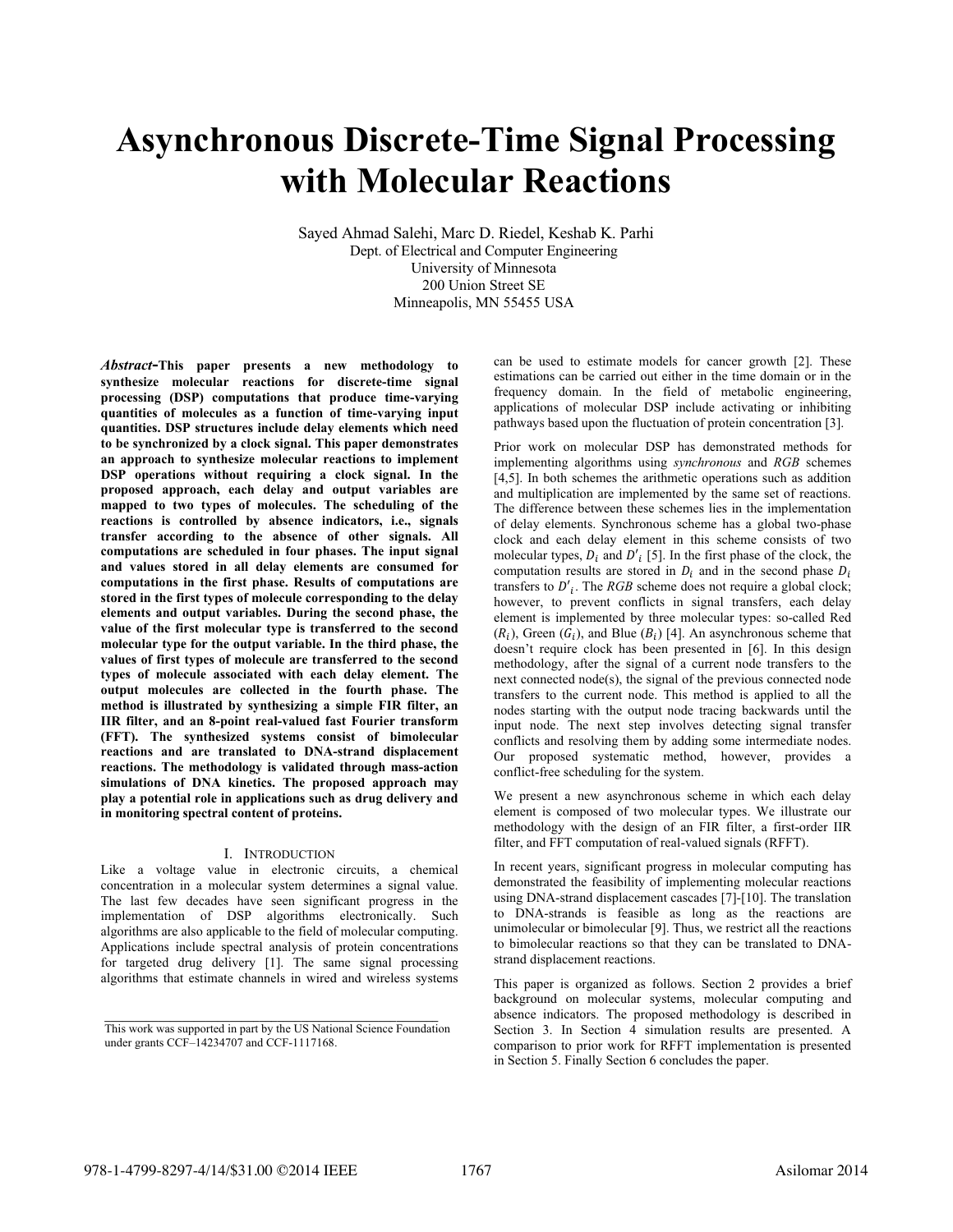# Asynchronous Discrete-Time Signal Processing with Molecular Reactions

Sayed Ahmad Salehi, Marc D. Riedel, Keshab K. Parhi
Dept. of Electrical and Computer Engineering
University of Minnesota
200 Union Street SE
Minneapolis, MN 55455 USA

***Abstract*-This paper presents a new methodology to synthesize molecular reactions for discrete-time signal processing (DSP) computations that produce time-varying quantities of molecules as a function of time-varying input quantities. DSP structures include delay elements which need to be synchronized by a clock signal. This paper demonstrates an approach to synthesize molecular reactions to implement DSP operations without requiring a clock signal. In the proposed approach, each delay and output variables are mapped to two types of molecules. The scheduling of the reactions is controlled by absence indicators, i.e., signals transfer according to the absence of other signals. All computations are scheduled in four phases. The input signal and values stored in all delay elements are consumed for computations in the first phase. Results of computations are stored in the first types of molecule corresponding to the delay elements and output variables. During the second phase, the value of the first molecular type is transferred to the second molecular type for the output variable. In the third phase, the values of first types of molecule are transferred to the second types of molecule associated with each delay element. The output molecules are collected in the fourth phase. The method is illustrated by synthesizing a simple FIR filter, an IIR filter, and an 8-point real-valued fast Fourier transform (FFT). The synthesized systems consist of bimolecular reactions and are translated to DNA-strand displacement reactions. The methodology is validated through mass-action simulations of DNA kinetics. The proposed approach may play a potential role in applications such as drug delivery and in monitoring spectral content of proteins.**

## I. Introduction

Like a voltage value in electronic circuits, a chemical concentration in a molecular system determines a signal value. The last few decades have seen significant progress in the implementation of DSP algorithms electronically. Such algorithms are also applicable to the field of molecular computing. Applications include spectral analysis of protein concentrations for targeted drug delivery [1]. The same signal processing algorithms that estimate channels in wired and wireless systems can be used to estimate models for cancer growth [2]. These estimations can be carried out either in the time domain or in the frequency domain. In the field of metabolic engineering, applications of molecular DSP include activating or inhibiting pathways based upon the fluctuation of protein concentration [3].

Prior work on molecular DSP has demonstrated methods for implementing algorithms using *synchronous* and *RGB* schemes [4,5]. In both schemes the arithmetic operations such as addition and multiplication are implemented by the same set of reactions. The difference between these schemes lies in the implementation of delay elements. Synchronous scheme has a global two-phase clock and each delay element in this scheme consists of two molecular types, $D_i$ and $D'_i$ [5]. In the first phase of the clock, the computation results are stored in $D_i$ and in the second phase $D_i$ transfers to $D'_i$. The *RGB* scheme does not require a global clock; however, to prevent conflicts in signal transfers, each delay element is implemented by three molecular types: so-called Red ($R_i$), Green ($G_i$), and Blue ($B_i$) [4]. An asynchronous scheme that doesn't require clock has been presented in [6]. In this design methodology, after the signal of a current node transfers to the next connected node(s), the signal of the previous connected node transfers to the current node. This method is applied to all the nodes starting with the output node tracing backwards until the input node. The next step involves detecting signal transfer conflicts and resolving them by adding some intermediate nodes. Our proposed systematic method, however, provides a conflict-free scheduling for the system.

We present a new asynchronous scheme in which each delay element is composed of two molecular types. We illustrate our methodology with the design of an FIR filter, a first-order IIR filter, and FFT computation of real-valued signals (RFFT).

In recent years, significant progress in molecular computing has demonstrated the feasibility of implementing molecular reactions using DNA-strand displacement cascades [7]-[10]. The translation to DNA-strands is feasible as long as the reactions are unimolecular or bimolecular [9]. Thus, we restrict all the reactions to bimolecular reactions so that they can be translated to DNA-strand displacement reactions.

This paper is organized as follows. Section 2 provides a brief background on molecular systems, molecular computing and absence indicators. The proposed methodology is described in Section 3. In Section 4 simulation results are presented. A comparison to prior work for RFFT implementation is presented in Section 5. Finally Section 6 concludes the paper.

This work was supported in part by the US National Science Foundation under grants CCF–14234707 and CCF-1117168.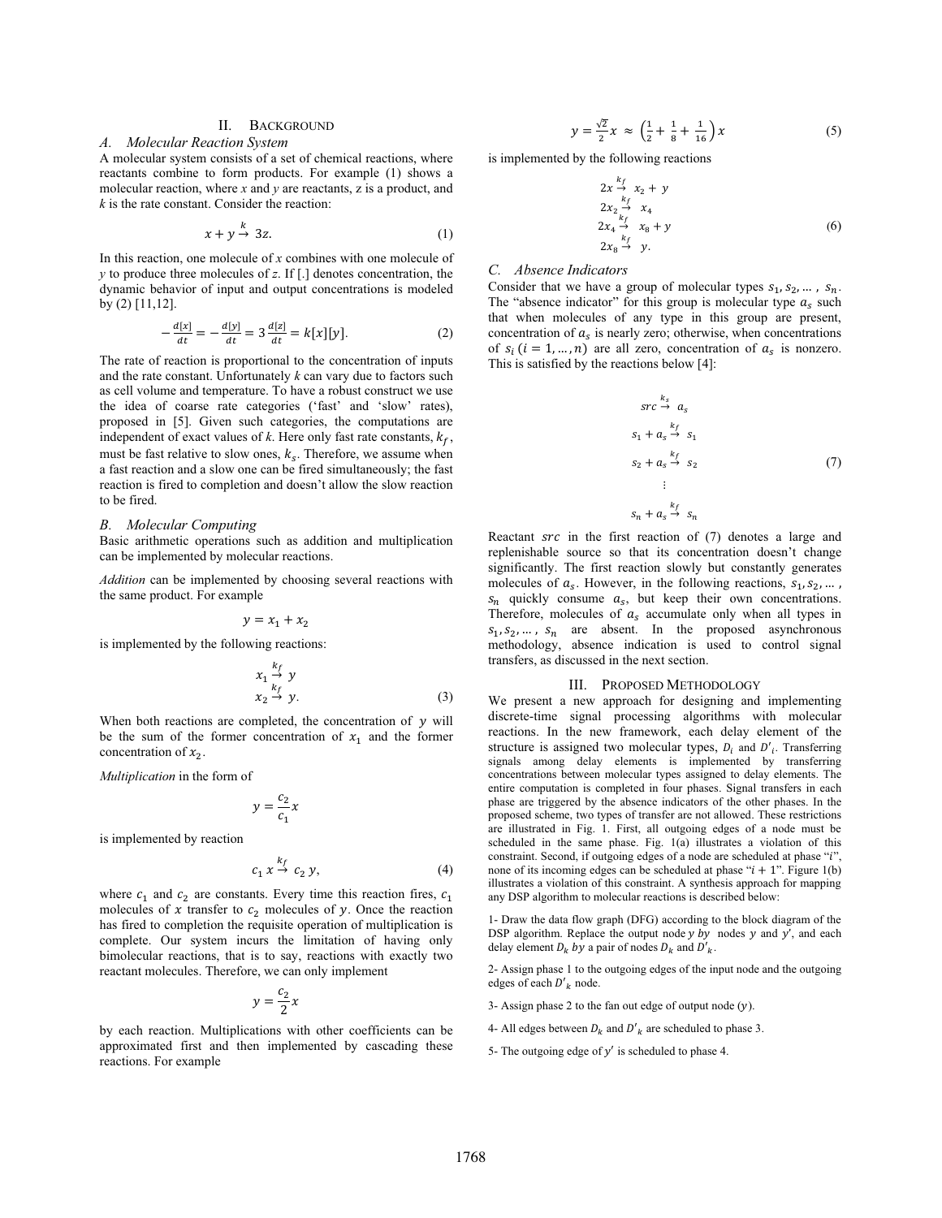## II. BACKGROUND

### A. Molecular Reaction System

A molecular system consists of a set of chemical reactions, where reactants combine to form products. For example (1) shows a molecular reaction, where *x* and *y* are reactants, z is a product, and *k* is the rate constant. Consider the reaction:

$$x + y \xrightarrow{k} 3z. \tag{1}$$

In this reaction, one molecule of *x* combines with one molecule of *y* to produce three molecules of *z*. If [.] denotes concentration, the dynamic behavior of input and output concentrations is modeled by (2) [11,12].

$$-\frac{d[x]}{dt} = -\frac{d[y]}{dt} = 3\,\frac{d[z]}{dt} = k[x][y]. \tag{2}$$

The rate of reaction is proportional to the concentration of inputs and the rate constant. Unfortunately *k* can vary due to factors such as cell volume and temperature. To have a robust construct we use the idea of coarse rate categories ('fast' and 'slow' rates), proposed in [5]. Given such categories, the computations are independent of exact values of *k*. Here only fast rate constants, $k_f$, must be fast relative to slow ones, $k_s$. Therefore, we assume when a fast reaction and a slow one can be fired simultaneously; the fast reaction is fired to completion and doesn't allow the slow reaction to be fired.

### B. Molecular Computing

Basic arithmetic operations such as addition and multiplication can be implemented by molecular reactions.

*Addition* can be implemented by choosing several reactions with the same product. For example

$$y = x_1 + x_2$$

is implemented by the following reactions:

$$\begin{aligned} x_1 &\xrightarrow{k_f} y \\ x_2 &\xrightarrow{k_f} y. \end{aligned} \tag{3}$$

When both reactions are completed, the concentration of $y$ will be the sum of the former concentration of $x_1$ and the former concentration of $x_2$.

*Multiplication* in the form of

$$y = \frac{c_2}{c_1}x$$

is implemented by reaction

$$c_1\, x \xrightarrow{k_f} c_2\, y, \tag{4}$$

where $c_1$ and $c_2$ are constants. Every time this reaction fires, $c_1$ molecules of $x$ transfer to $c_2$ molecules of $y$. Once the reaction has fired to completion the requisite operation of multiplication is complete. Our system incurs the limitation of having only bimolecular reactions, that is to say, reactions with exactly two reactant molecules. Therefore, we can only implement

$$y = \frac{c_2}{2}x$$

by each reaction. Multiplications with other coefficients can be approximated first and then implemented by cascading these reactions. For example

$$y = \frac{\sqrt{2}}{2}x \approx \left(\frac{1}{2} + \frac{1}{8} + \frac{1}{16}\right)x \tag{5}$$

is implemented by the following reactions

$$\begin{aligned} 2x &\xrightarrow{k_f} x_2 + y \\ 2x_2 &\xrightarrow{k_f} x_4 \\ 2x_4 &\xrightarrow{k_f} x_8 + y \\ 2x_8 &\xrightarrow{k_f} y. \end{aligned} \tag{6}$$

### C. Absence Indicators

Consider that we have a group of molecular types $s_1, s_2, \dots, s_n$. The "absence indicator" for this group is molecular type $a_s$ such that when molecules of any type in this group are present, concentration of $a_s$ is nearly zero; otherwise, when concentrations of $s_i\ (i = 1, \dots, n)$ are all zero, concentration of $a_s$ is nonzero. This is satisfied by the reactions below [4]:

$$\begin{aligned} src &\xrightarrow{k_s} a_s \\ s_1 + a_s &\xrightarrow{k_f} s_1 \\ s_2 + a_s &\xrightarrow{k_f} s_2 \\ &\vdots \\ s_n + a_s &\xrightarrow{k_f} s_n \end{aligned} \tag{7}$$

Reactant $src$ in the first reaction of (7) denotes a large and replenishable source so that its concentration doesn't change significantly. The first reaction slowly but constantly generates molecules of $a_s$. However, in the following reactions, $s_1, s_2, \dots, s_n$ quickly consume $a_s$, but keep their own concentrations. Therefore, molecules of $a_s$ accumulate only when all types in $s_1, s_2, \dots, s_n$ are absent. In the proposed asynchronous methodology, absence indication is used to control signal transfers, as discussed in the next section.

## III. PROPOSED METHODOLOGY

We present a new approach for designing and implementing discrete-time signal processing algorithms with molecular reactions. In the new framework, each delay element of the structure is assigned two molecular types, $D_i$ and $D'_i$. Transferring signals among delay elements is implemented by transferring concentrations between molecular types assigned to delay elements. The entire computation is completed in four phases. Signal transfers in each phase are triggered by the absence indicators of the other phases. In the proposed scheme, two types of transfer are not allowed. These restrictions are illustrated in Fig. 1. First, all outgoing edges of a node must be scheduled in the same phase. Fig. 1(a) illustrates a violation of this constraint. Second, if outgoing edges of a node are scheduled at phase "$i$", none of its incoming edges can be scheduled at phase "$i + 1$". Figure 1(b) illustrates a violation of this constraint. A synthesis approach for mapping any DSP algorithm to molecular reactions is described below:

1- Draw the data flow graph (DFG) according to the block diagram of the DSP algorithm. Replace the output node $y$ by nodes $y$ and $y'$, and each delay element $D_k$ by a pair of nodes $D_k$ and $D'_k$.

2- Assign phase 1 to the outgoing edges of the input node and the outgoing edges of each $D'_k$ node.

3- Assign phase 2 to the fan out edge of output node ($y$).

4- All edges between $D_k$ and $D'_k$ are scheduled to phase 3.

5- The outgoing edge of $y'$ is scheduled to phase 4.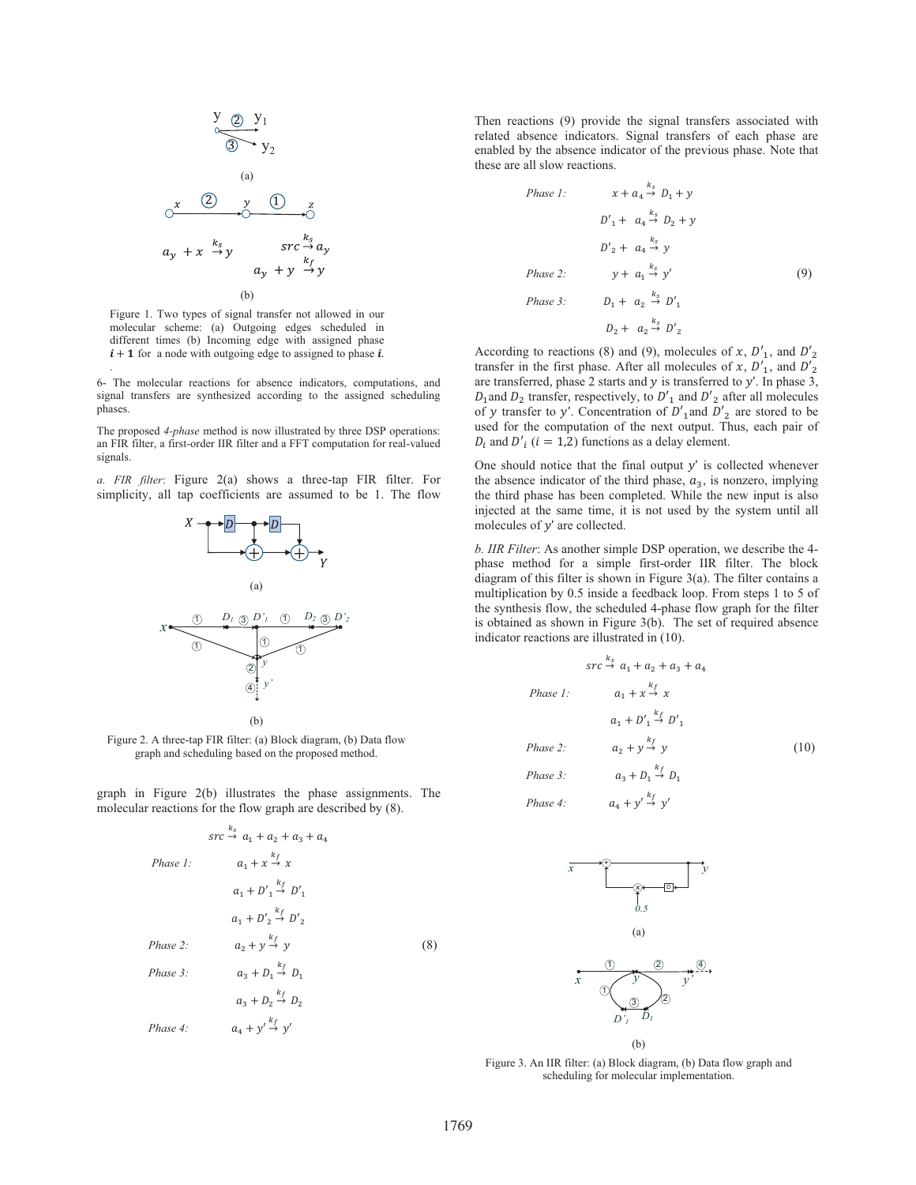(a)

$a_y + x \xrightarrow{k_s} y$ $\quad$ $src \xrightarrow{k_s} a_y$

$a_y + y \xrightarrow{k_f} y$

(b)

Figure 1. Two types of signal transfer not allowed in our molecular scheme: (a) Outgoing edges scheduled in different times (b) Incoming edge with assigned phase $\boldsymbol{i+1}$ for a node with outgoing edge to assigned to phase $\boldsymbol{i}$.

6- The molecular reactions for absence indicators, computations, and signal transfers are synthesized according to the assigned scheduling phases.

The proposed *4-phase* method is now illustrated by three DSP operations: an FIR filter, a first-order IIR filter and a FFT computation for real-valued signals.

*a. FIR filter*: Figure 2(a) shows a three-tap FIR filter. For simplicity, all tap coefficients are assumed to be 1. The flow graph in Figure 2(b) illustrates the phase assignments. The molecular reactions for the flow graph are described by (8).

(a)

(b)

Figure 2. A three-tap FIR filter: (a) Block diagram, (b) Data flow graph and scheduling based on the proposed method.

$$src \xrightarrow{k_s} a_1 + a_2 + a_3 + a_4$$

$$\begin{aligned}
\textit{Phase 1:} \quad & a_1 + x \xrightarrow{k_f} x \\
& a_1 + D'_1 \xrightarrow{k_f} D'_1 \\
& a_1 + D'_2 \xrightarrow{k_f} D'_2 \\
\textit{Phase 2:} \quad & a_2 + y \xrightarrow{k_f} y \\
\textit{Phase 3:} \quad & a_3 + D_1 \xrightarrow{k_f} D_1 \\
& a_3 + D_2 \xrightarrow{k_f} D_2 \\
\textit{Phase 4:} \quad & a_4 + y' \xrightarrow{k_f} y'
\end{aligned} \tag{8}$$

Then reactions (9) provide the signal transfers associated with related absence indicators. Signal transfers of each phase are enabled by the absence indicator of the previous phase. Note that these are all slow reactions.

$$\begin{aligned}
\textit{Phase 1:} \quad & x + a_4 \xrightarrow{k_s} D_1 + y \\
& D'_1 + a_4 \xrightarrow{k_s} D_2 + y \\
& D'_2 + a_4 \xrightarrow{k_s} y \\
\textit{Phase 2:} \quad & y + a_1 \xrightarrow{k_s} y' \\
\textit{Phase 3:} \quad & D_1 + a_2 \xrightarrow{k_s} D'_1 \\
& D_2 + a_2 \xrightarrow{k_s} D'_2
\end{aligned} \tag{9}$$

According to reactions (8) and (9), molecules of $x$, $D'_1$, and $D'_2$ transfer in the first phase. After all molecules of $x$, $D'_1$, and $D'_2$ are transferred, phase 2 starts and $y$ is transferred to $y'$. In phase 3, $D_1$ and $D_2$ transfer, respectively, to $D'_1$ and $D'_2$ after all molecules of $y$ transfer to $y'$. Concentration of $D'_1$ and $D'_2$ are stored to be used for the computation of the next output. Thus, each pair of $D_i$ and $D'_i$ $(i = 1,2)$ functions as a delay element.

One should notice that the final output $y'$ is collected whenever the absence indicator of the third phase, $a_3$, is nonzero, implying the third phase has been completed. While the new input is also injected at the same time, it is not used by the system until all molecules of $y'$ are collected.

*b. IIR Filter*: As another simple DSP operation, we describe the 4-phase method for a simple first-order IIR filter. The block diagram of this filter is shown in Figure 3(a). The filter contains a multiplication by 0.5 inside a feedback loop. From steps 1 to 5 of the synthesis flow, the scheduled 4-phase flow graph for the filter is obtained as shown in Figure 3(b). The set of required absence indicator reactions are illustrated in (10).

$$src \xrightarrow{k_s} a_1 + a_2 + a_3 + a_4$$

$$\begin{aligned}
\textit{Phase 1:} \quad & a_1 + x \xrightarrow{k_f} x \\
& a_1 + D'_1 \xrightarrow{k_f} D'_1 \\
\textit{Phase 2:} \quad & a_2 + y \xrightarrow{k_f} y \\
\textit{Phase 3:} \quad & a_3 + D_1 \xrightarrow{k_f} D_1 \\
\textit{Phase 4:} \quad & a_4 + y' \xrightarrow{k_f} y'
\end{aligned} \tag{10}$$

(a)

(b)

Figure 3. An IIR filter: (a) Block diagram, (b) Data flow graph and scheduling for molecular implementation.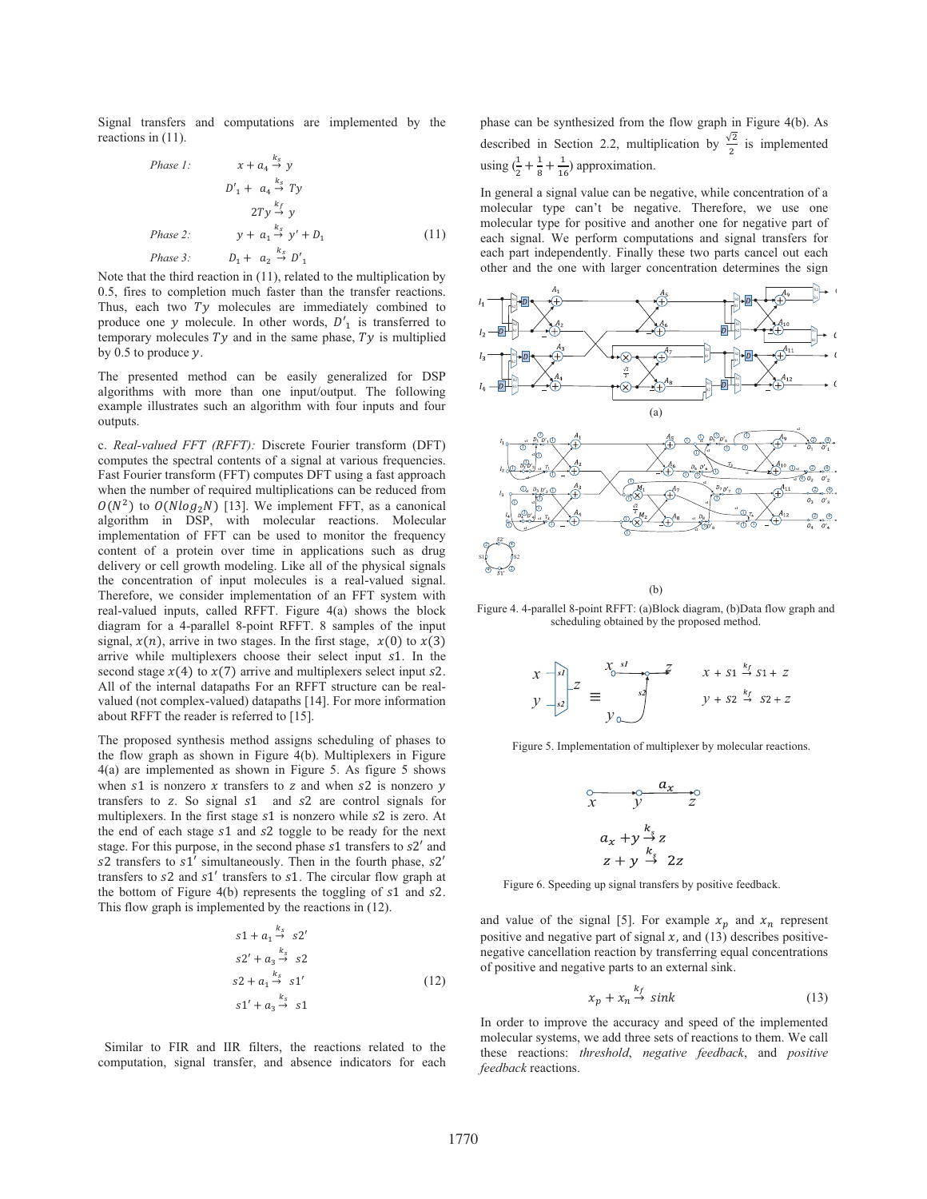Signal transfers and computations are implemented by the reactions in (11).

$$
\begin{aligned}
&\textit{Phase 1:} \qquad & x + a_4 &\xrightarrow{k_s} y \\
& & D'_1 + a_4 &\xrightarrow{k_s} Ty \\
& & 2Ty &\xrightarrow{k_f} y \\
&\textit{Phase 2:} & y + a_1 &\xrightarrow{k_s} y' + D_1 \\
&\textit{Phase 3:} & D_1 + a_2 &\xrightarrow{k_s} D'_1
\end{aligned} \tag{11}
$$

Note that the third reaction in (11), related to the multiplication by 0.5, fires to completion much faster than the transfer reactions. Thus, each two $Ty$ molecules are immediately combined to produce one $y$ molecule. In other words, $D'_1$ is transferred to temporary molecules $Ty$ and in the same phase, $Ty$ is multiplied by 0.5 to produce $y$.

The presented method can be easily generalized for DSP algorithms with more than one input/output. The following example illustrates such an algorithm with four inputs and four outputs.

c. *Real-valued FFT (RFFT):* Discrete Fourier transform (DFT) computes the spectral contents of a signal at various frequencies. Fast Fourier transform (FFT) computes DFT using a fast approach when the number of required multiplications can be reduced from $O(N^2)$ to $O(Nlog_2N)$ [13]. We implement FFT, as a canonical algorithm in DSP, with molecular reactions. Molecular implementation of FFT can be used to monitor the frequency content of a protein over time in applications such as drug delivery or cell growth modeling. Like all of the physical signals the concentration of input molecules is a real-valued signal. Therefore, we consider implementation of an FFT system with real-valued inputs, called RFFT. Figure 4(a) shows the block diagram for a 4-parallel 8-point RFFT. 8 samples of the input signal, $x(n)$, arrive in two stages. In the first stage, $x(0)$ to $x(3)$ arrive while multiplexers choose their select input $s1$. In the second stage $x(4)$ to $x(7)$ arrive and multiplexers select input $s2$. All of the internal datapaths For an RFFT structure can be real-valued (not complex-valued) datapaths [14]. For more information about RFFT the reader is referred to [15].

The proposed synthesis method assigns scheduling of phases to the flow graph as shown in Figure 4(b). Multiplexers in Figure 4(a) are implemented as shown in Figure 5. As figure 5 shows when $s1$ is nonzero $x$ transfers to $z$ and when $s2$ is nonzero $y$ transfers to $z$. So signal $s1$ and $s2$ are control signals for multiplexers. In the first stage $s1$ is nonzero while $s2$ is zero. At the end of each stage $s1$ and $s2$ toggle to be ready for the next stage. For this purpose, in the second phase $s1$ transfers to $s2'$ and $s2$ transfers to $s1'$ simultaneously. Then in the fourth phase, $s2'$ transfers to $s2$ and $s1'$ transfers to $s1$. The circular flow graph at the bottom of Figure 4(b) represents the toggling of $s1$ and $s2$. This flow graph is implemented by the reactions in (12).

$$
\begin{aligned}
s1 + a_1 &\xrightarrow{k_s} s2' \\
s2' + a_3 &\xrightarrow{k_s} s2 \\
s2 + a_1 &\xrightarrow{k_s} s1' \\
s1' + a_3 &\xrightarrow{k_s} s1
\end{aligned} \tag{12}
$$

Similar to FIR and IIR filters, the reactions related to the computation, signal transfer, and absence indicators for each phase can be synthesized from the flow graph in Figure 4(b). As described in Section 2.2, multiplication by $\frac{\sqrt{2}}{2}$ is implemented using ($\frac{1}{2}+\frac{1}{8}+\frac{1}{16}$) approximation.

In general a signal value can be negative, while concentration of a molecular type can't be negative. Therefore, we use one molecular type for positive and another one for negative part of each signal. We perform computations and signal transfers for each part independently. Finally these two parts cancel out each other and the one with larger concentration determines the sign and value of the signal [5]. For example $x_p$ and $x_n$ represent positive and negative part of signal $x$, and (13) describes positive-negative cancellation reaction by transferring equal concentrations of positive and negative parts to an external sink.

$$
x_p + x_n \xrightarrow{k_f} sink \tag{13}
$$

In order to improve the accuracy and speed of the implemented molecular systems, we add three sets of reactions to them. We call these reactions: *threshold*, *negative feedback*, and *positive feedback* reactions.

(a)

(b)

Figure 4. 4-parallel 8-point RFFT: (a)Block diagram, (b)Data flow graph and scheduling obtained by the proposed method.

$$
x + S1 \xrightarrow{k_f} S1 + z \qquad y + S2 \xrightarrow{k_f} S2 + z
$$

Figure 5. Implementation of multiplexer by molecular reactions.

$$
\begin{aligned}
a_x + y &\xrightarrow{k_s} z \\
z + y &\xrightarrow{k_s} 2z
\end{aligned}
$$

Figure 6. Speeding up signal transfers by positive feedback.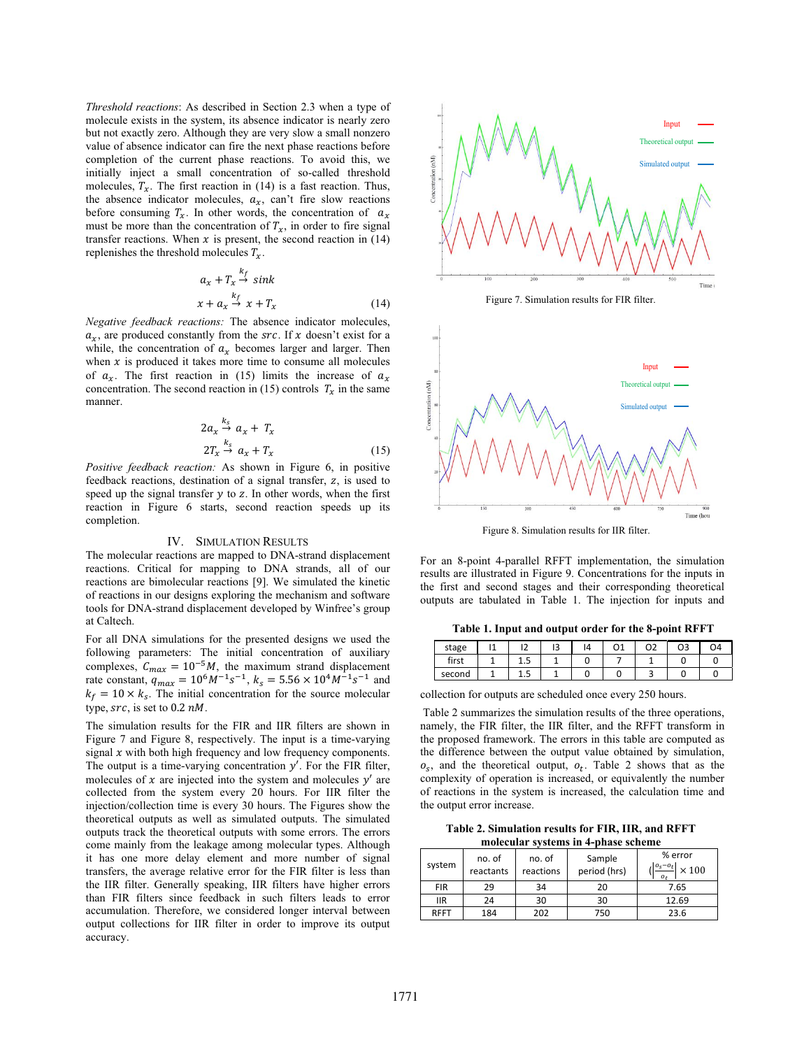*Threshold reactions*: As described in Section 2.3 when a type of molecule exists in the system, its absence indicator is nearly zero but not exactly zero. Although they are very slow a small nonzero value of absence indicator can fire the next phase reactions before completion of the current phase reactions. To avoid this, we initially inject a small concentration of so-called threshold molecules, $T_x$. The first reaction in (14) is a fast reaction. Thus, the absence indicator molecules, $a_x$, can't fire slow reactions before consuming $T_x$. In other words, the concentration of $a_x$ must be more than the concentration of $T_x$, in order to fire signal transfer reactions. When $x$ is present, the second reaction in (14) replenishes the threshold molecules $T_x$.

$$a_x + T_x \xrightarrow{k_f} sink$$

$$x + a_x \xrightarrow{k_f} x + T_x \tag{14}$$

*Negative feedback reactions:* The absence indicator molecules, $a_x$, are produced constantly from the $src$. If $x$ doesn't exist for a while, the concentration of $a_x$ becomes larger and larger. Then when $x$ is produced it takes more time to consume all molecules of $a_x$. The first reaction in (15) limits the increase of $a_x$ concentration. The second reaction in (15) controls $T_x$ in the same manner.

$$2a_x \xrightarrow{k_s} a_x + T_x$$

$$2T_x \xrightarrow{k_s} a_x + T_x \tag{15}$$

*Positive feedback reaction:* As shown in Figure 6, in positive feedback reactions, destination of a signal transfer, $z$, is used to speed up the signal transfer $y$ to $z$. In other words, when the first reaction in Figure 6 starts, second reaction speeds up its completion.

## IV. Simulation Results

The molecular reactions are mapped to DNA-strand displacement reactions. Critical for mapping to DNA strands, all of our reactions are bimolecular reactions [9]. We simulated the kinetic of reactions in our designs exploring the mechanism and software tools for DNA-strand displacement developed by Winfree's group at Caltech.

For all DNA simulations for the presented designs we used the following parameters: The initial concentration of auxiliary complexes, $C_{max} = 10^{-5}M$, the maximum strand displacement rate constant, $q_{max} = 10^{6}M^{-1}s^{-1}$, $k_s = 5.56 \times 10^{4}M^{-1}s^{-1}$ and $k_f = 10 \times k_s$. The initial concentration for the source molecular type, $src$, is set to $0.2\ nM$.

The simulation results for the FIR and IIR filters are shown in Figure 7 and Figure 8, respectively. The input is a time-varying signal $x$ with both high frequency and low frequency components. The output is a time-varying concentration $y'$. For the FIR filter, molecules of $x$ are injected into the system and molecules $y'$ are collected from the system every 20 hours. For IIR filter the injection/collection time is every 30 hours. The Figures show the theoretical outputs as well as simulated outputs. The simulated outputs track the theoretical outputs with some errors. The errors come mainly from the leakage among molecular types. Although it has one more delay element and more number of signal transfers, the average relative error for the FIR filter is less than the IIR filter. Generally speaking, IIR filters have higher errors than FIR filters since feedback in such filters leads to error accumulation. Therefore, we considered longer interval between output collections for IIR filter in order to improve its output accuracy.

Figure 7. Simulation results for FIR filter.

Figure 8. Simulation results for IIR filter.

For an 8-point 4-parallel RFFT implementation, the simulation results are illustrated in Figure 9. Concentrations for the inputs in the first and second stages and their corresponding theoretical outputs are tabulated in Table 1. The injection for inputs and collection for outputs are scheduled once every 250 hours.

**Table 1. Input and output order for the 8-point RFFT**

| stage | I1 | I2 | I3 | I4 | O1 | O2 | O3 | O4 |
|---|---|---|---|---|---|---|---|---|
| first | 1 | 1.5 | 1 | 0 | 7 | 1 | 0 | 0 |
| second | 1 | 1.5 | 1 | 0 | 0 | 3 | 0 | 0 |

Table 2 summarizes the simulation results of the three operations, namely, the FIR filter, the IIR filter, and the RFFT transform in the proposed framework. The errors in this table are computed as the difference between the output value obtained by simulation, $o_s$, and the theoretical output, $o_t$. Table 2 shows that as the complexity of operation is increased, or equivalently the number of reactions in the system is increased, the calculation time and the output error increase.

**Table 2. Simulation results for FIR, IIR, and RFFT molecular systems in 4-phase scheme**

| system | no. of reactants | no. of reactions | Sample period (hrs) | % error $\left(\left\lvert\frac{o_s - o_t}{o_t}\right\rvert \times 100\right)$ |
|---|---|---|---|---|
| FIR | 29 | 34 | 20 | 7.65 |
| IIR | 24 | 30 | 30 | 12.69 |
| RFFT | 184 | 202 | 750 | 23.6 |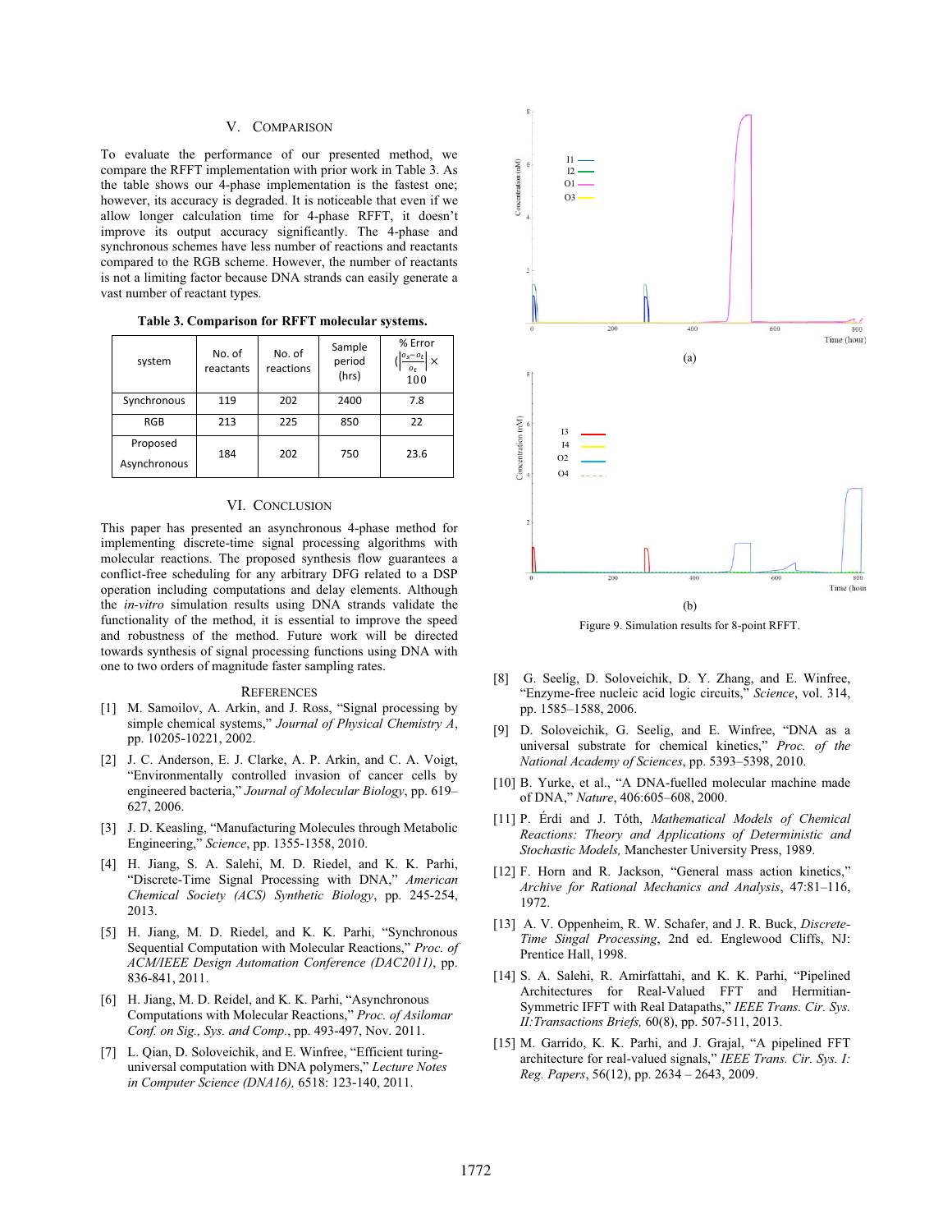## V. Comparison

To evaluate the performance of our presented method, we compare the RFFT implementation with prior work in Table 3. As the table shows our 4-phase implementation is the fastest one; however, its accuracy is degraded. It is noticeable that even if we allow longer calculation time for 4-phase RFFT, it doesn't improve its output accuracy significantly. The 4-phase and synchronous schemes have less number of reactions and reactants compared to the RGB scheme. However, the number of reactants is not a limiting factor because DNA strands can easily generate a vast number of reactant types.

**Table 3. Comparison for RFFT molecular systems.**

| system | No. of reactants | No. of reactions | Sample period (hrs) | % Error ($\left\lvert\frac{o_s - o_t}{o_t}\right\rvert \times 100$) |
|---|---|---|---|---|
| Synchronous | 119 | 202 | 2400 | 7.8 |
| RGB | 213 | 225 | 850 | 22 |
| Proposed Asynchronous | 184 | 202 | 750 | 23.6 |

## VI. Conclusion

This paper has presented an asynchronous 4-phase method for implementing discrete-time signal processing algorithms with molecular reactions. The proposed synthesis flow guarantees a conflict-free scheduling for any arbitrary DFG related to a DSP operation including computations and delay elements. Although the *in-vitro* simulation results using DNA strands validate the functionality of the method, it is essential to improve the speed and robustness of the method. Future work will be directed towards synthesis of signal processing functions using DNA with one to two orders of magnitude faster sampling rates.

Concentration (nM)
8
6
4
2
0
200
400
600
800
Time (hour)
I1
I2
O1
O3

(a)

Concentration (nM)
8
6
4
2
0
200
400
600
800
Time (hour)
I3
I4
O2
O4

(b)

Figure 9. Simulation results for 8-point RFFT.

## References

[1] M. Samoilov, A. Arkin, and J. Ross, "Signal processing by simple chemical systems," *Journal of Physical Chemistry A*, pp. 10205-10221, 2002.

[2] J. C. Anderson, E. J. Clarke, A. P. Arkin, and C. A. Voigt, "Environmentally controlled invasion of cancer cells by engineered bacteria," *Journal of Molecular Biology*, pp. 619–627, 2006.

[3] J. D. Keasling, "Manufacturing Molecules through Metabolic Engineering," *Science*, pp. 1355-1358, 2010.

[4] H. Jiang, S. A. Salehi, M. D. Riedel, and K. K. Parhi, "Discrete-Time Signal Processing with DNA," *American Chemical Society (ACS) Synthetic Biology*, pp. 245-254, 2013.

[5] H. Jiang, M. D. Riedel, and K. K. Parhi, "Synchronous Sequential Computation with Molecular Reactions," *Proc. of ACM/IEEE Design Automation Conference (DAC2011)*, pp. 836-841, 2011.

[6] H. Jiang, M. D. Reidel, and K. K. Parhi, "Asynchronous Computations with Molecular Reactions," *Proc. of Asilomar Conf. on Sig., Sys. and Comp.*, pp. 493-497, Nov. 2011.

[7] L. Qian, D. Soloveichik, and E. Winfree, "Efficient turing-universal computation with DNA polymers," *Lecture Notes in Computer Science (DNA16)*, 6518: 123-140, 2011.

[8] G. Seelig, D. Soloveichik, D. Y. Zhang, and E. Winfree, "Enzyme-free nucleic acid logic circuits," *Science*, vol. 314, pp. 1585–1588, 2006.

[9] D. Soloveichik, G. Seelig, and E. Winfree, "DNA as a universal substrate for chemical kinetics," *Proc. of the National Academy of Sciences*, pp. 5393–5398, 2010.

[10] B. Yurke, et al., "A DNA-fuelled molecular machine made of DNA," *Nature*, 406:605–608, 2000.

[11] P. Érdi and J. Tóth, *Mathematical Models of Chemical Reactions: Theory and Applications of Deterministic and Stochastic Models,* Manchester University Press, 1989.

[12] F. Horn and R. Jackson, "General mass action kinetics," *Archive for Rational Mechanics and Analysis*, 47:81–116, 1972.

[13] A. V. Oppenheim, R. W. Schafer, and J. R. Buck, *Discrete-Time Singal Processing*, 2nd ed. Englewood Cliffs, NJ: Prentice Hall, 1998.

[14] S. A. Salehi, R. Amirfattahi, and K. K. Parhi, "Pipelined Architectures for Real-Valued FFT and Hermitian-Symmetric IFFT with Real Datapaths," *IEEE Trans. Cir. Sys. II:Transactions Briefs,* 60(8), pp. 507-511, 2013.

[15] M. Garrido, K. K. Parhi, and J. Grajal, "A pipelined FFT architecture for real-valued signals," *IEEE Trans. Cir. Sys. I: Reg. Papers*, 56(12), pp. 2634 – 2643, 2009.